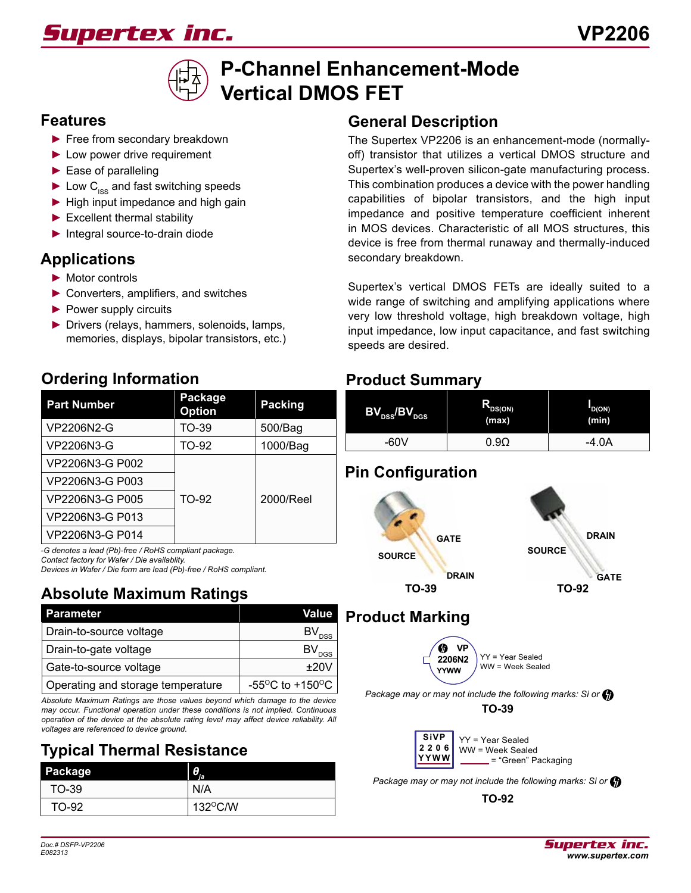# VP2206

# P-Channel Enhancement-Mode Vertical DMOS FET

## Features

- Free from secondary breakdown
- Low power drive requirement
- Ease of paralleling
- Low $C_{ISS}$ and fast switching speeds
- High input impedance and high gain
- Excellent thermal stability
- Integral source-to-drain diode

## Applications

- Motor controls
- Converters, amplifiers, and switches
- Power supply circuits
- Drivers (relays, hammers, solenoids, lamps, memories, displays, bipolar transistors, etc.)

## General Description

The Supertex VP2206 is an enhancement-mode (normally-off) transistor that utilizes a vertical DMOS structure and Supertex's well-proven silicon-gate manufacturing process. This combination produces a device with the power handling capabilities of bipolar transistors, and the high input impedance and positive temperature coefficient inherent in MOS devices. Characteristic of all MOS structures, this device is free from thermal runaway and thermally-induced secondary breakdown.

Supertex's vertical DMOS FETs are ideally suited to a wide range of switching and amplifying applications where very low threshold voltage, high breakdown voltage, high input impedance, low input capacitance, and fast switching speeds are desired.

## Ordering Information

| Part Number | Package Option | Packing |
|---|---|---|
| VP2206N2-G | TO-39 | 500/Bag |
| VP2206N3-G | TO-92 | 1000/Bag |
| VP2206N3-G P002 | TO-92 | 2000/Reel |
| VP2206N3-G P003 | TO-92 | 2000/Reel |
| VP2206N3-G P005 | TO-92 | 2000/Reel |
| VP2206N3-G P013 | TO-92 | 2000/Reel |
| VP2206N3-G P014 | TO-92 | 2000/Reel |

*-G denotes a lead (Pb)-free / RoHS compliant package.*
*Contact factory for Wafer / Die availablity.*
*Devices in Wafer / Die form are lead (Pb)-free / RoHS compliant.*

## Product Summary

| $BV_{DSS}/BV_{DGS}$ | $R_{DS(ON)}$ (max) | $I_{D(ON)}$ (min) |
|---|---|---|
| -60V | 0.9Ω | -4.0A |

## Pin Configuration

TO-39: SOURCE, GATE, DRAIN

TO-92: SOURCE, GATE, DRAIN

## Absolute Maximum Ratings

| Parameter | Value |
|---|---|
| Drain-to-source voltage | $BV_{DSS}$ |
| Drain-to-gate voltage | $BV_{DGS}$ |
| Gate-to-source voltage | ±20V |
| Operating and storage temperature | -55°C to +150°C |

*Absolute Maximum Ratings are those values beyond which damage to the device may occur. Functional operation under these conditions is not implied. Continuous operation of the device at the absolute rating level may affect device reliability. All voltages are referenced to device ground.*

## Product Marking

VP 2206N2 YYWW

YY = Year Sealed
WW = Week Sealed

*Package may or may not include the following marks: Si or*

**TO-39**

SiVP 2206 YYWW

YY = Year Sealed
WW = Week Sealed
___ = "Green" Packaging

*Package may or may not include the following marks: Si or*

**TO-92**

## Typical Thermal Resistance

| Package | $\theta_{ja}$ |
|---|---|
| TO-39 | N/A |
| TO-92 | 132°C/W |

Doc.# DSFP-VP2206
E082313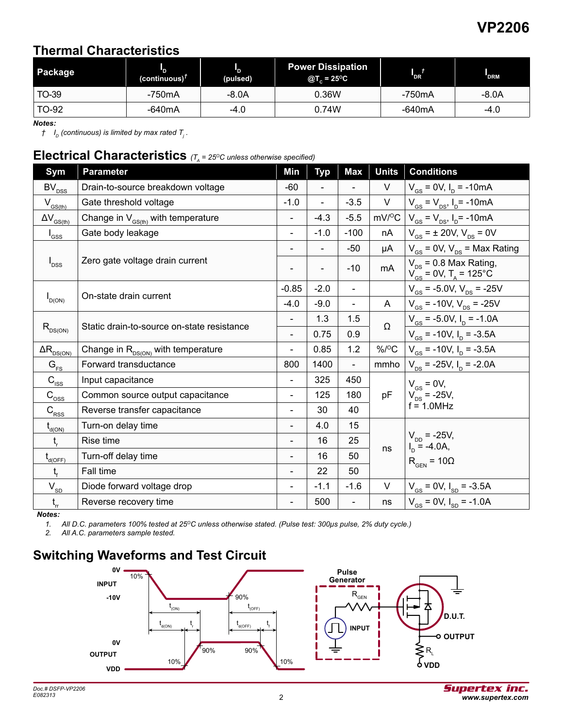## Thermal Characteristics

| Package | $I_D$ (continuous)[†] | $I_D$ (pulsed) | Power Dissipation @$T_C$ = 25°C | $I_{DR}$[†] | $I_{DRM}$ |
|---|---|---|---|---|---|
| TO-39 | -750mA | -8.0A | 0.36W | -750mA | -8.0A |
| TO-92 | -640mA | -4.0 | 0.74W | -640mA | -4.0 |

**Notes:**

† $I_D$ (continuous) is limited by max rated $T_j$.

## Electrical Characteristics *($T_A$ = 25°C unless otherwise specified)*

| Sym | Parameter | Min | Typ | Max | Units | Conditions |
|---|---|---|---|---|---|---|
| $BV_{DSS}$ | Drain-to-source breakdown voltage | -60 | - | - | V | $V_{GS}$ = 0V, $I_D$ = -10mA |
| $V_{GS(th)}$ | Gate threshold voltage | -1.0 | - | -3.5 | V | $V_{GS}$ = $V_{DS}$, $I_D$ = -10mA |
| $\Delta V_{GS(th)}$ | Change in $V_{GS(th)}$ with temperature | - | -4.3 | -5.5 | mV/°C | $V_{GS}$ = $V_{DS}$, $I_D$ = -10mA |
| $I_{GSS}$ | Gate body leakage | - | -1.0 | -100 | nA | $V_{GS}$ = ± 20V, $V_{DS}$ = 0V |
| $I_{DSS}$ | Zero gate voltage drain current | - | - | -50 | µA | $V_{GS}$ = 0V, $V_{DS}$ = Max Rating |
| | | - | - | -10 | mA | $V_{DS}$ = 0.8 Max Rating, $V_{GS}$ = 0V, $T_A$ = 125°C |
| $I_{D(ON)}$ | On-state drain current | -0.85 | -2.0 | - | A | $V_{GS}$ = -5.0V, $V_{DS}$ = -25V |
| | | -4.0 | -9.0 | - | | $V_{GS}$ = -10V, $V_{DS}$ = -25V |
| $R_{DS(ON)}$ | Static drain-to-source on-state resistance | - | 1.3 | 1.5 | Ω | $V_{GS}$ = -5.0V, $I_D$ = -1.0A |
| | | - | 0.75 | 0.9 | | $V_{GS}$ = -10V, $I_D$ = -3.5A |
| $\Delta R_{DS(ON)}$ | Change in $R_{DS(ON)}$ with temperature | - | 0.85 | 1.2 | %/°C | $V_{GS}$ = -10V, $I_D$ = -3.5A |
| $G_{FS}$ | Forward transductance | 800 | 1400 | - | mmho | $V_{DS}$ = -25V, $I_D$ = -2.0A |
| $C_{ISS}$ | Input capacitance | - | 325 | 450 | pF | $V_{GS}$ = 0V, $V_{DS}$ = -25V, f = 1.0MHz |
| $C_{OSS}$ | Common source output capacitance | - | 125 | 180 | | |
| $C_{RSS}$ | Reverse transfer capacitance | - | 30 | 40 | | |
| $t_{d(ON)}$ | Turn-on delay time | - | 4.0 | 15 | ns | $V_{DD}$ = -25V, $I_D$ = -4.0A, $R_{GEN}$ = 10Ω |
| $t_r$ | Rise time | - | 16 | 25 | | |
| $t_{d(OFF)}$ | Turn-off delay time | - | 16 | 50 | | |
| $t_f$ | Fall time | - | 22 | 50 | | |
| $V_{SD}$ | Diode forward voltage drop | - | -1.1 | -1.6 | V | $V_{GS}$ = 0V, $I_{SD}$ = -3.5A |
| $t_{rr}$ | Reverse recovery time | - | 500 | - | ns | $V_{GS}$ = 0V, $I_{SD}$ = -1.0A |

**Notes:**

1. *All D.C. parameters 100% tested at 25°C unless otherwise stated. (Pulse test: 300µs pulse, 2% duty cycle.)*
2. *All A.C. parameters sample tested.*

## Switching Waveforms and Test Circuit

INPUT: 0V, -10V, 10%, 90%, $t_{(ON)}$, $t_{(OFF)}$, $t_{d(ON)}$, $t_r$, $t_{d(OFF)}$, $t_f$

OUTPUT: 0V, VDD, 10%, 90%, 90%, 10%

Pulse Generator, $R_{GEN}$, INPUT, D.U.T., OUTPUT, $R_L$, VDD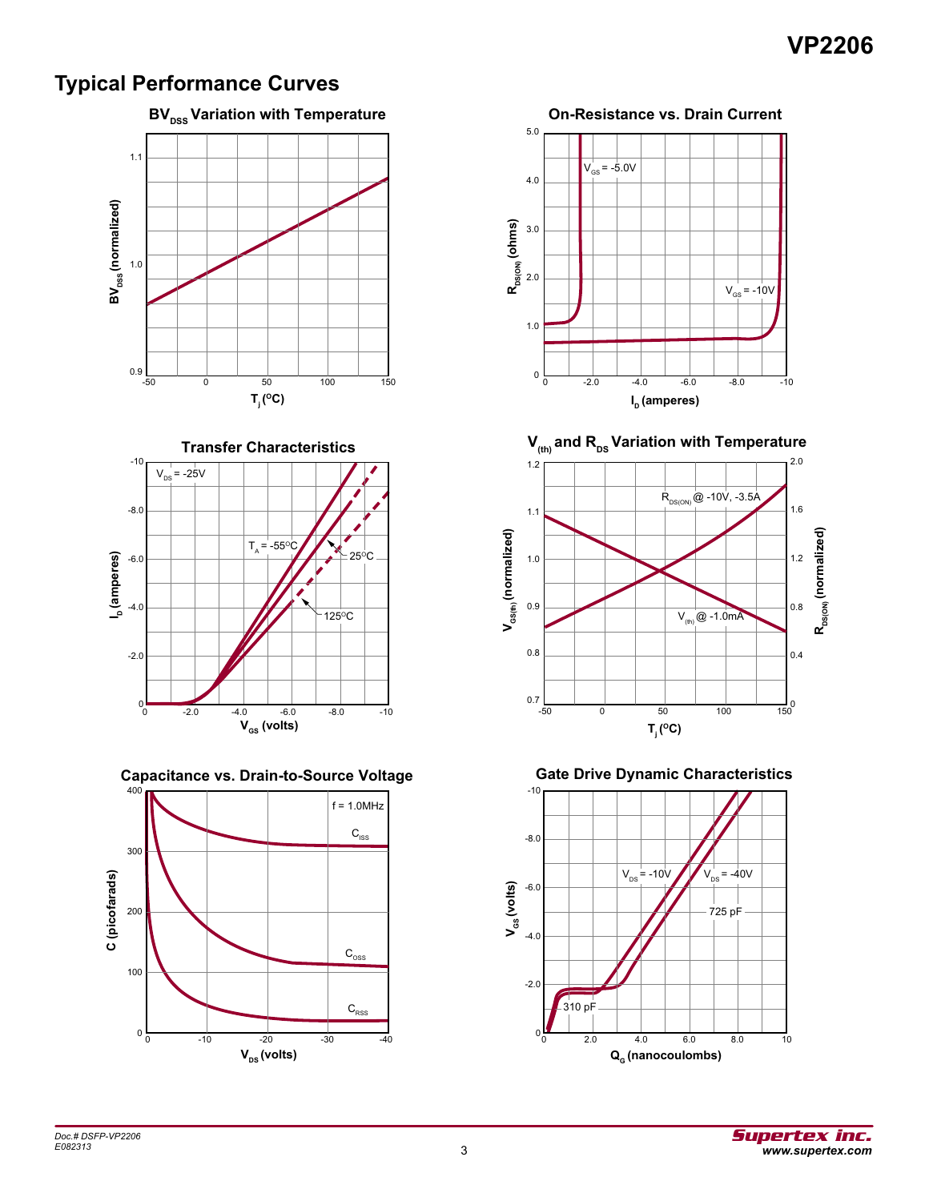## Typical Performance Curves

### $BV_{DSS}$ Variation with Temperature

$BV_{DSS}$ (normalized) vs. $T_j$ (°C)

### On-Resistance vs. Drain Current

$R_{DS(ON)}$ (ohms) vs. $I_D$ (amperes)

$V_{GS}$ = -5.0V

$V_{GS}$ = -10V

### Transfer Characteristics

$I_D$ (amperes) vs. $V_{GS}$ (volts)

$V_{DS}$ = -25V

$T_A$ = -55°C

25°C

125°C

### $V_{(th)}$ and $R_{DS}$ Variation with Temperature

$V_{GS(th)}$ (normalized) and $R_{DS(ON)}$ (normalized) vs. $T_j$ (°C)

$R_{DS(ON)}$ @ -10V, -3.5A

$V_{(th)}$ @ -1.0mA

### Capacitance vs. Drain-to-Source Voltage

C (picofarads) vs. $V_{DS}$ (volts)

f = 1.0MHz

$C_{ISS}$

$C_{OSS}$

$C_{RSS}$

### Gate Drive Dynamic Characteristics

$V_{GS}$ (volts) vs. $Q_G$ (nanocoulombs)

$V_{DS}$ = -10V

$V_{DS}$ = -40V

725 pF

310 pF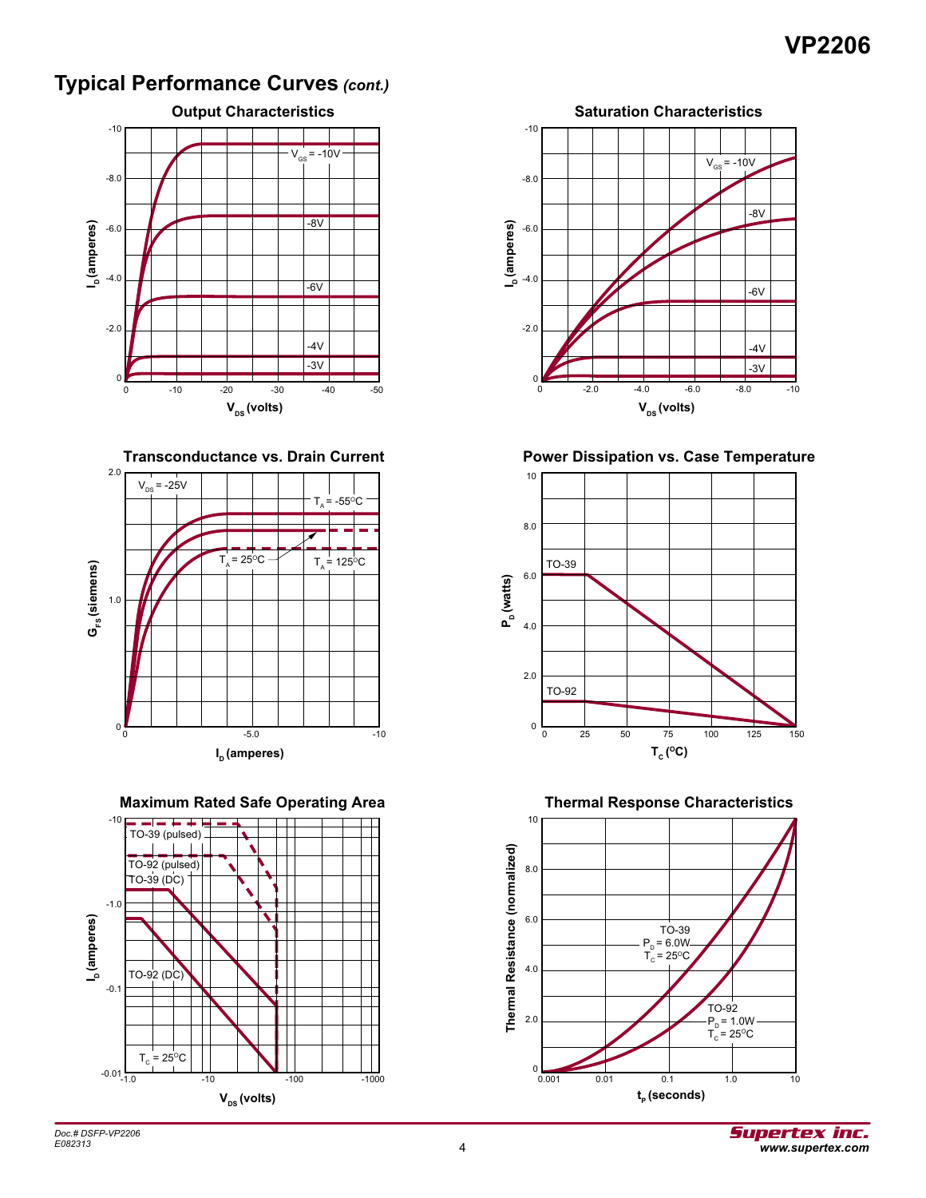## Typical Performance Curves *(cont.)*

### Output Characteristics

$I_D$ (amperes) vs. $V_{DS}$ (volts)

$V_{GS}$ = -10V, -8V, -6V, -4V, -3V

### Saturation Characteristics

$I_D$ (amperes) vs. $V_{DS}$ (volts)

$V_{GS}$ = -10V, -8V, -6V, -4V, -3V

### Transconductance vs. Drain Current

$G_{FS}$ (siemens) vs. $I_D$ (amperes)

$V_{DS}$ = -25V; $T_A$ = -55°C, $T_A$ = 25°C, $T_A$ = 125°C

### Power Dissipation vs. Case Temperature

$P_D$ (watts) vs. $T_C$ (°C)

TO-39, TO-92

### Maximum Rated Safe Operating Area

$I_D$ (amperes) vs. $V_{DS}$ (volts)

TO-39 (pulsed), TO-92 (pulsed), TO-39 (DC), TO-92 (DC); $T_C$ = 25°C

### Thermal Response Characteristics

Thermal Resistance (normalized) vs. $t_P$ (seconds)

TO-39: $P_D$ = 6.0W, $T_C$ = 25°C

TO-92: $P_D$ = 1.0W, $T_C$ = 25°C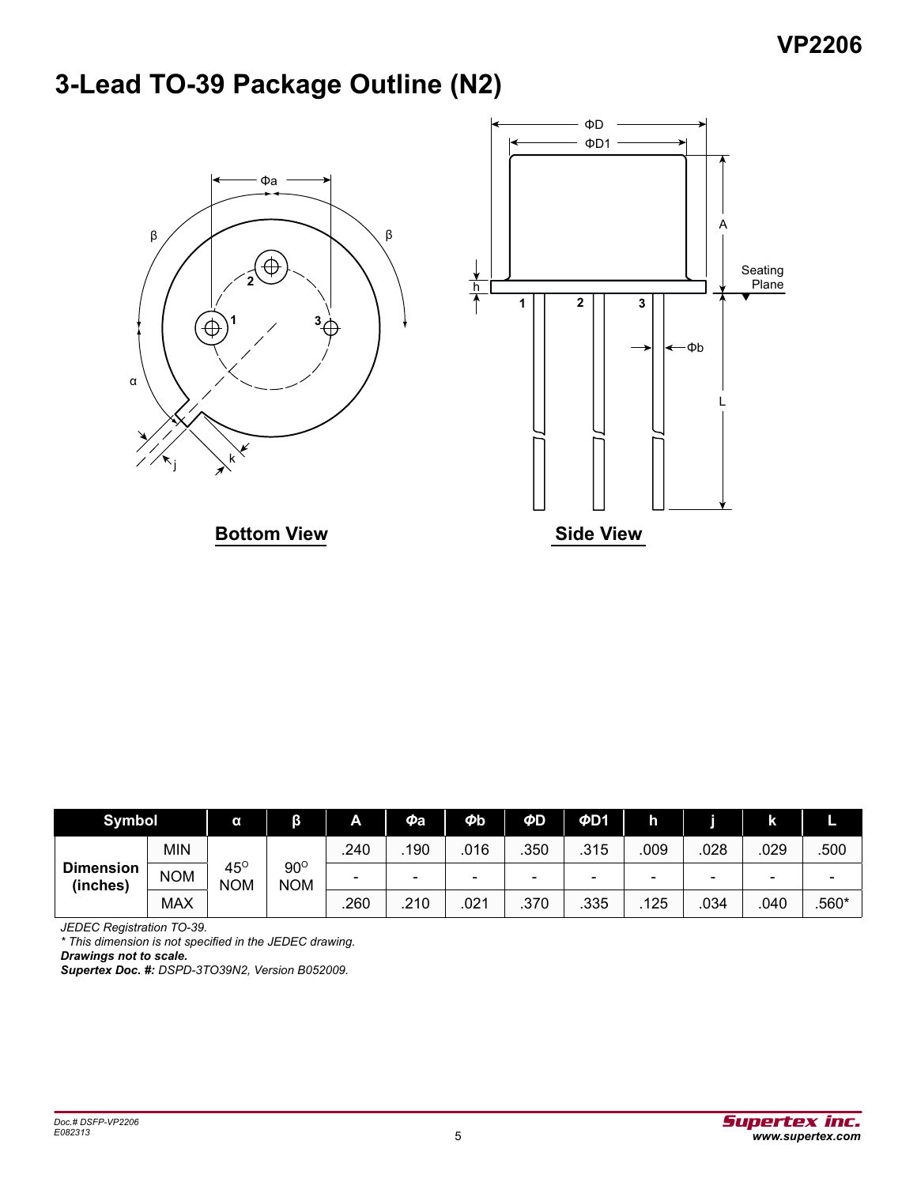# 3-Lead TO-39 Package Outline (N2)

**Bottom View**

**Side View**

| Symbol | | α | β | A | Φa | Φb | ΦD | ΦD1 | h | j | k | L |
|---|---|---|---|---|---|---|---|---|---|---|---|---|
| Dimension (inches) | MIN | 45° NOM | 90° NOM | .240 | .190 | .016 | .350 | .315 | .009 | .028 | .029 | .500 |
| | NOM | | | - | - | - | - | - | - | - | - | - |
| | MAX | | | .260 | .210 | .021 | .370 | .335 | .125 | .034 | .040 | .560* |

*JEDEC Registration TO-39.*
*\* This dimension is not specified in the JEDEC drawing.*
***Drawings not to scale.***
***Supertex Doc. #:** DSPD-3TO39N2, Version B052009.*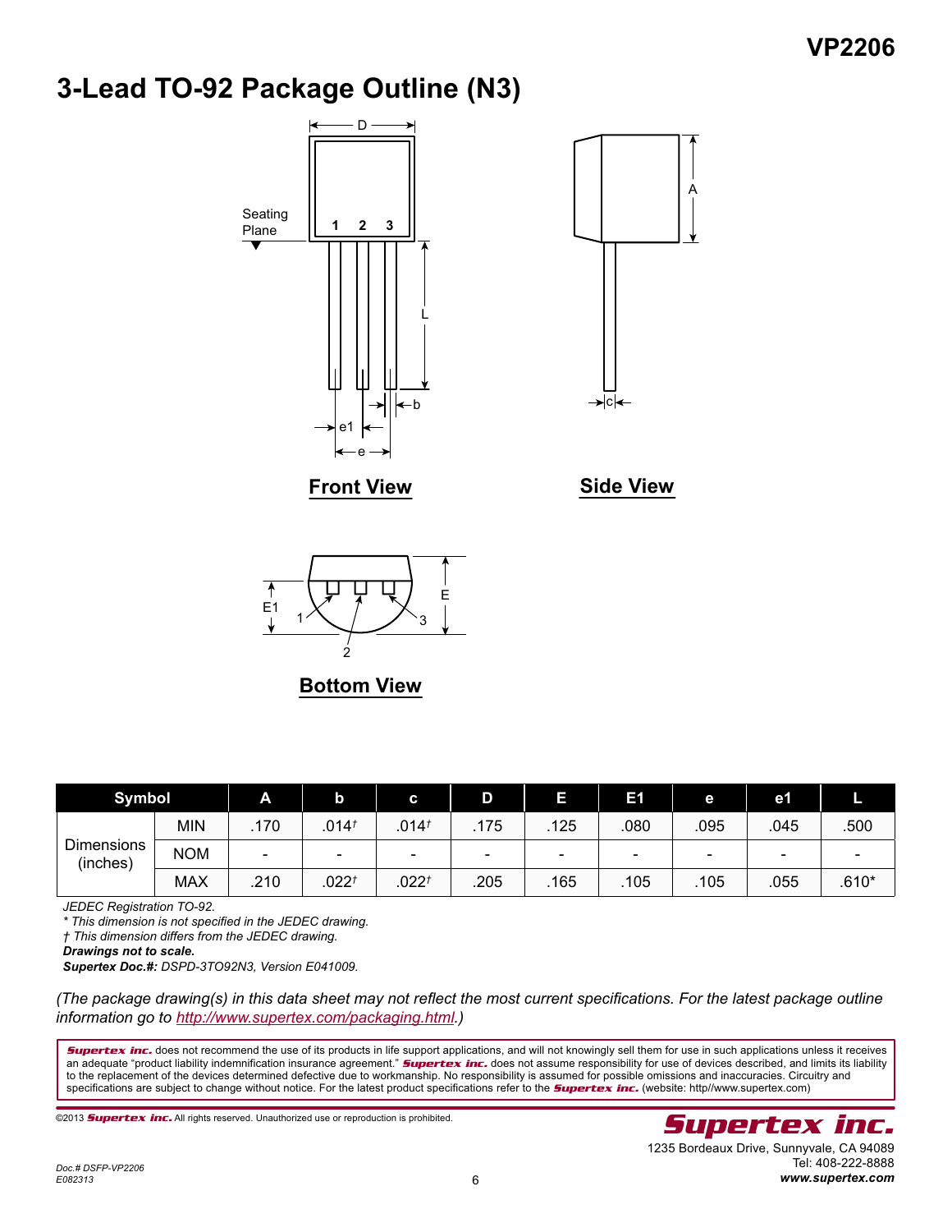# 3-Lead TO-92 Package Outline (N3)

D

Seating Plane

1 2 3

L

A

b

c

e1

e

**Front View**

**Side View**

E1

E

1

2

3

**Bottom View**

| Symbol | | A | b | c | D | E | E1 | e | e1 | L |
|---|---|---|---|---|---|---|---|---|---|---|
| Dimensions (inches) | MIN | .170 | .014† | .014† | .175 | .125 | .080 | .095 | .045 | .500 |
| | NOM | - | - | - | - | - | - | - | - | - |
| | MAX | .210 | .022† | .022† | .205 | .165 | .105 | .105 | .055 | .610* |

*JEDEC Registration TO-92.*
*\* This dimension is not specified in the JEDEC drawing.*
*† This dimension differs from the JEDEC drawing.*
***Drawings not to scale.***
***Supertex Doc.#:** DSPD-3TO92N3, Version E041009.*

*(The package drawing(s) in this data sheet may not reflect the most current specifications. For the latest package outline information go to http://www.supertex.com/packaging.html.)*

**Supertex inc.** does not recommend the use of its products in life support applications, and will not knowingly sell them for use in such applications unless it receives an adequate "product liability indemnification insurance agreement." **Supertex inc.** does not assume responsibility for use of devices described, and limits its liability to the replacement of the devices determined defective due to workmanship. No responsibility is assumed for possible omissions and inaccuracies. Circuitry and specifications are subject to change without notice. For the latest product specifications refer to the **Supertex inc.** (website: http//www.supertex.com)

©2013 **Supertex inc.** All rights reserved. Unauthorized use or reproduction is prohibited.

**Supertex inc.**
1235 Bordeaux Drive, Sunnyvale, CA 94089
Tel: 408-222-8888
***www.supertex.com***

*Doc.# DSFP-VP2206*
*E082313*